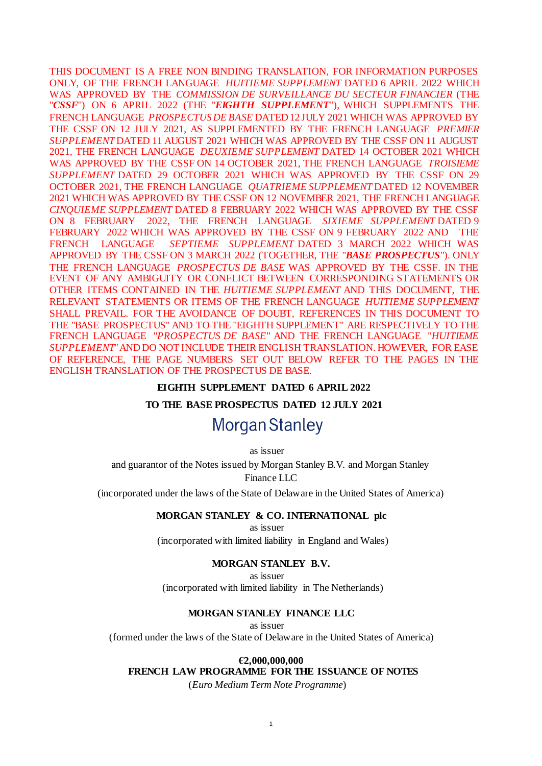THIS DOCUMENT IS A FREE NON BINDING TRANSLATION, FOR INFORMATION PURPOSES ONLY, OF THE FRENCH LANGUAGE *HUITIEME SUPPLEMENT* DATED 6 APRIL 2022 WHICH WAS APPROVED BY THE *COMMISSION DE SURVEILLANCE DU SECTEUR FINANCIER* (THE "***CSSF***") ON 6 APRIL 2022 (THE "***EIGHTH SUPPLEMENT***"), WHICH SUPPLEMENTS THE FRENCH LANGUAGE *PROSPECTUS DE BASE* DATED 12 JULY 2021 WHICH WAS APPROVED BY THE CSSF ON 12 JULY 2021, AS SUPPLEMENTED BY THE FRENCH LANGUAGE *PREMIER SUPPLEMENT* DATED 11 AUGUST 2021 WHICH WAS APPROVED BY THE CSSF ON 11 AUGUST 2021, THE FRENCH LANGUAGE *DEUXIEME SUPPLEMENT* DATED 14 OCTOBER 2021 WHICH WAS APPROVED BY THE CSSF ON 14 OCTOBER 2021, THE FRENCH LANGUAGE *TROISIEME SUPPLEMENT* DATED 29 OCTOBER 2021 WHICH WAS APPROVED BY THE CSSF ON 29 OCTOBER 2021, THE FRENCH LANGUAGE *QUATRIEME SUPPLEMENT* DATED 12 NOVEMBER 2021 WHICH WAS APPROVED BY THE CSSF ON 12 NOVEMBER 2021, THE FRENCH LANGUAGE *CINQUIEME SUPPLEMENT* DATED 8 FEBRUARY 2022 WHICH WAS APPROVED BY THE CSSF ON 8 FEBRUARY 2022, THE FRENCH LANGUAGE *SIXIEME SUPPLEMENT* DATED 9 FEBRUARY 2022 WHICH WAS APPROVED BY THE CSSF ON 9 FEBRUARY 2022 AND THE FRENCH LANGUAGE *SEPTIEME SUPPLEMENT* DATED 3 MARCH 2022 WHICH WAS APPROVED BY THE CSSF ON 3 MARCH 2022 (TOGETHER, THE "***BASE PROSPECTUS***"). ONLY THE FRENCH LANGUAGE *PROSPECTUS DE BASE* WAS APPROVED BY THE CSSF. IN THE EVENT OF ANY AMBIGUITY OR CONFLICT BETWEEN CORRESPONDING STATEMENTS OR OTHER ITEMS CONTAINED IN THE *HUITIEME SUPPLEMENT* AND THIS DOCUMENT, THE RELEVANT STATEMENTS OR ITEMS OF THE FRENCH LANGUAGE *HUITIEME SUPPLEMENT* SHALL PREVAIL. FOR THE AVOIDANCE OF DOUBT, REFERENCES IN THIS DOCUMENT TO THE "BASE PROSPECTUS" AND TO THE "EIGHTH SUPPLEMENT" ARE RESPECTIVELY TO THE FRENCH LANGUAGE "*PROSPECTUS DE BASE*" AND THE FRENCH LANGUAGE "*HUITIEME SUPPLEMENT*" AND DO NOT INCLUDE THEIR ENGLISH TRANSLATION. HOWEVER, FOR EASE OF REFERENCE, THE PAGE NUMBERS SET OUT BELOW REFER TO THE PAGES IN THE ENGLISH TRANSLATION OF THE PROSPECTUS DE BASE.

**EIGHTH SUPPLEMENT DATED 6 APRIL 2022**

**TO THE BASE PROSPECTUS DATED 12 JULY 2021**

Morgan Stanley

as issuer

and guarantor of the Notes issued by Morgan Stanley B.V. and Morgan Stanley Finance LLC

(incorporated under the laws of the State of Delaware in the United States of America)

**MORGAN STANLEY & CO. INTERNATIONAL plc**

as issuer

(incorporated with limited liability in England and Wales)

**MORGAN STANLEY B.V.**

as issuer

(incorporated with limited liability in The Netherlands)

**MORGAN STANLEY FINANCE LLC**

as issuer

(formed under the laws of the State of Delaware in the United States of America)

**€2,000,000,000**

**FRENCH LAW PROGRAMME FOR THE ISSUANCE OF NOTES**

(*Euro Medium Term Note Programme*)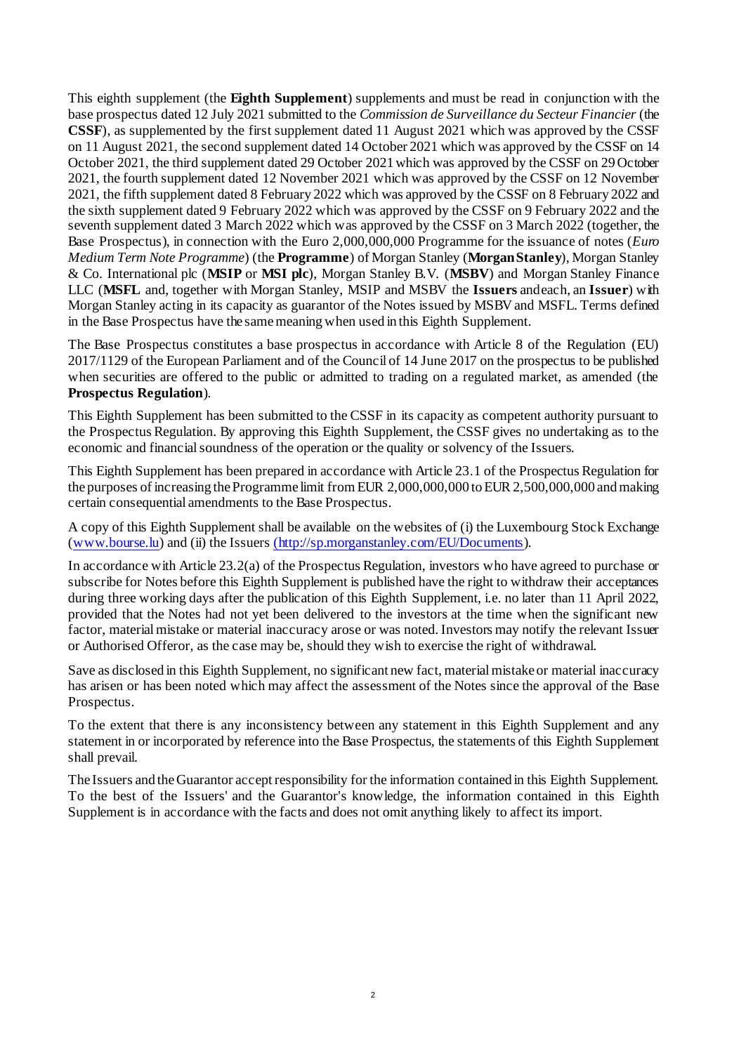This eighth supplement (the **Eighth Supplement**) supplements and must be read in conjunction with the base prospectus dated 12 July 2021 submitted to the *Commission de Surveillance du Secteur Financier* (the **CSSF**), as supplemented by the first supplement dated 11 August 2021 which was approved by the CSSF on 11 August 2021, the second supplement dated 14 October 2021 which was approved by the CSSF on 14 October 2021, the third supplement dated 29 October 2021 which was approved by the CSSF on 29 October 2021, the fourth supplement dated 12 November 2021 which was approved by the CSSF on 12 November 2021, the fifth supplement dated 8 February 2022 which was approved by the CSSF on 8 February 2022 and the sixth supplement dated 9 February 2022 which was approved by the CSSF on 9 February 2022 and the seventh supplement dated 3 March 2022 which was approved by the CSSF on 3 March 2022 (together, the Base Prospectus), in connection with the Euro 2,000,000,000 Programme for the issuance of notes (*Euro Medium Term Note Programme*) (the **Programme**) of Morgan Stanley (**Morgan Stanley**), Morgan Stanley & Co. International plc (**MSIP** or **MSI plc**), Morgan Stanley B.V. (**MSBV**) and Morgan Stanley Finance LLC (**MSFL** and, together with Morgan Stanley, MSIP and MSBV the **Issuers** and each, an **Issuer**) with Morgan Stanley acting in its capacity as guarantor of the Notes issued by MSBV and MSFL. Terms defined in the Base Prospectus have the same meaning when used in this Eighth Supplement.

The Base Prospectus constitutes a base prospectus in accordance with Article 8 of the Regulation (EU) 2017/1129 of the European Parliament and of the Council of 14 June 2017 on the prospectus to be published when securities are offered to the public or admitted to trading on a regulated market, as amended (the **Prospectus Regulation**).

This Eighth Supplement has been submitted to the CSSF in its capacity as competent authority pursuant to the Prospectus Regulation. By approving this Eighth Supplement, the CSSF gives no undertaking as to the economic and financial soundness of the operation or the quality or solvency of the Issuers.

This Eighth Supplement has been prepared in accordance with Article 23.1 of the Prospectus Regulation for the purposes of increasing the Programme limit from EUR 2,000,000,000 to EUR 2,500,000,000 and making certain consequential amendments to the Base Prospectus.

A copy of this Eighth Supplement shall be available on the websites of (i) the Luxembourg Stock Exchange (www.bourse.lu) and (ii) the Issuers (http://sp.morganstanley.com/EU/Documents).

In accordance with Article 23.2(a) of the Prospectus Regulation, investors who have agreed to purchase or subscribe for Notes before this Eighth Supplement is published have the right to withdraw their acceptances during three working days after the publication of this Eighth Supplement, i.e. no later than 11 April 2022, provided that the Notes had not yet been delivered to the investors at the time when the significant new factor, material mistake or material inaccuracy arose or was noted. Investors may notify the relevant Issuer or Authorised Offeror, as the case may be, should they wish to exercise the right of withdrawal.

Save as disclosed in this Eighth Supplement, no significant new fact, material mistake or material inaccuracy has arisen or has been noted which may affect the assessment of the Notes since the approval of the Base Prospectus.

To the extent that there is any inconsistency between any statement in this Eighth Supplement and any statement in or incorporated by reference into the Base Prospectus, the statements of this Eighth Supplement shall prevail.

The Issuers and the Guarantor accept responsibility for the information contained in this Eighth Supplement. To the best of the Issuers' and the Guarantor's knowledge, the information contained in this Eighth Supplement is in accordance with the facts and does not omit anything likely to affect its import.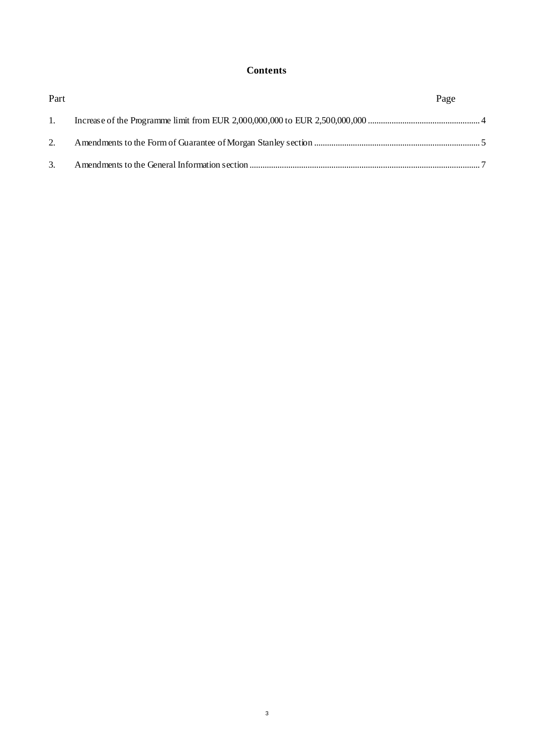# Contents

| Part | | Page |
|---|---|---|
| 1. | Increase of the Programme limit from EUR 2,000,000,000 to EUR 2,500,000,000 | 4 |
| 2. | Amendments to the Form of Guarantee of Morgan Stanley section | 5 |
| 3. | Amendments to the General Information section | 7 |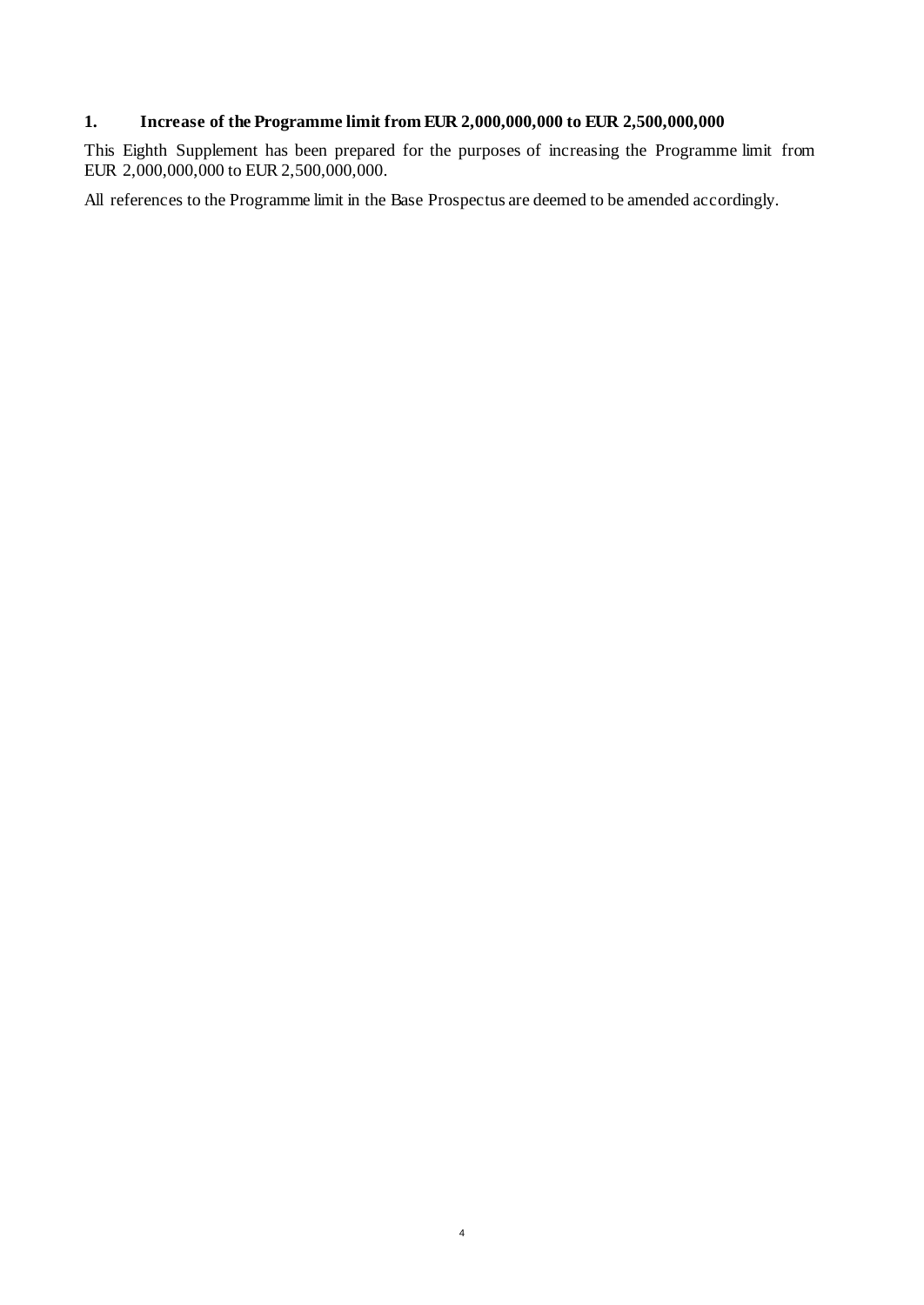## 1. Increase of the Programme limit from EUR 2,000,000,000 to EUR 2,500,000,000

This Eighth Supplement has been prepared for the purposes of increasing the Programme limit from EUR 2,000,000,000 to EUR 2,500,000,000.

All references to the Programme limit in the Base Prospectus are deemed to be amended accordingly.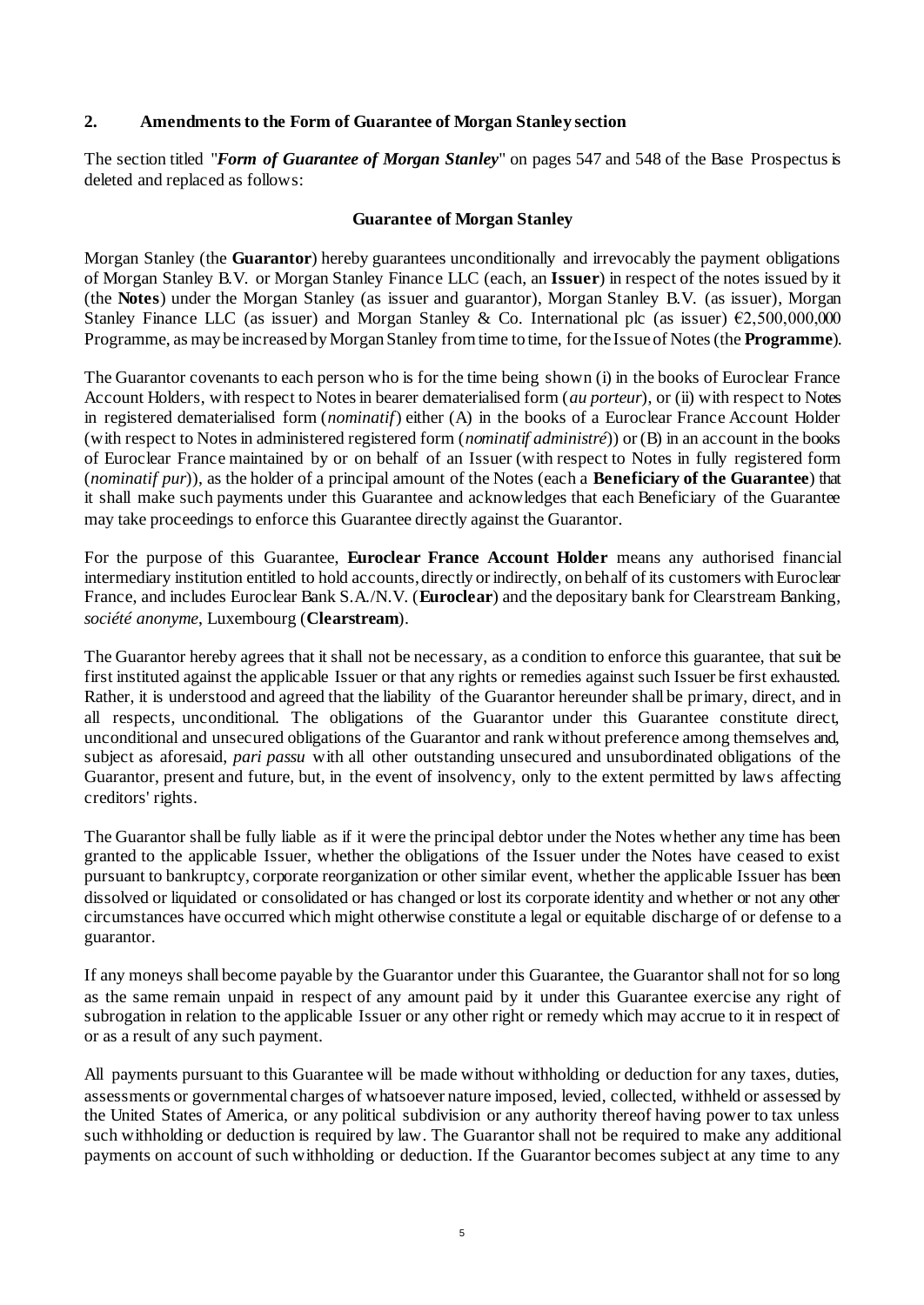## 2. Amendments to the Form of Guarantee of Morgan Stanley section

The section titled "***Form of Guarantee of Morgan Stanley***" on pages 547 and 548 of the Base Prospectus is deleted and replaced as follows:

### Guarantee of Morgan Stanley

Morgan Stanley (the **Guarantor**) hereby guarantees unconditionally and irrevocably the payment obligations of Morgan Stanley B.V. or Morgan Stanley Finance LLC (each, an **Issuer**) in respect of the notes issued by it (the **Notes**) under the Morgan Stanley (as issuer and guarantor), Morgan Stanley B.V. (as issuer), Morgan Stanley Finance LLC (as issuer) and Morgan Stanley & Co. International plc (as issuer) €2,500,000,000 Programme, as may be increased by Morgan Stanley from time to time, for the Issue of Notes (the **Programme**).

The Guarantor covenants to each person who is for the time being shown (i) in the books of Euroclear France Account Holders, with respect to Notes in bearer dematerialised form (*au porteur*), or (ii) with respect to Notes in registered dematerialised form (*nominatif*) either (A) in the books of a Euroclear France Account Holder (with respect to Notes in administered registered form (*nominatif administré*)) or (B) in an account in the books of Euroclear France maintained by or on behalf of an Issuer (with respect to Notes in fully registered form (*nominatif pur*)), as the holder of a principal amount of the Notes (each a **Beneficiary of the Guarantee**) that it shall make such payments under this Guarantee and acknowledges that each Beneficiary of the Guarantee may take proceedings to enforce this Guarantee directly against the Guarantor.

For the purpose of this Guarantee, **Euroclear France Account Holder** means any authorised financial intermediary institution entitled to hold accounts, directly or indirectly, on behalf of its customers with Euroclear France, and includes Euroclear Bank S.A./N.V. (**Euroclear**) and the depositary bank for Clearstream Banking, *société anonyme*, Luxembourg (**Clearstream**).

The Guarantor hereby agrees that it shall not be necessary, as a condition to enforce this guarantee, that suit be first instituted against the applicable Issuer or that any rights or remedies against such Issuer be first exhausted. Rather, it is understood and agreed that the liability of the Guarantor hereunder shall be primary, direct, and in all respects, unconditional. The obligations of the Guarantor under this Guarantee constitute direct, unconditional and unsecured obligations of the Guarantor and rank without preference among themselves and, subject as aforesaid, *pari passu* with all other outstanding unsecured and unsubordinated obligations of the Guarantor, present and future, but, in the event of insolvency, only to the extent permitted by laws affecting creditors' rights.

The Guarantor shall be fully liable as if it were the principal debtor under the Notes whether any time has been granted to the applicable Issuer, whether the obligations of the Issuer under the Notes have ceased to exist pursuant to bankruptcy, corporate reorganization or other similar event, whether the applicable Issuer has been dissolved or liquidated or consolidated or has changed or lost its corporate identity and whether or not any other circumstances have occurred which might otherwise constitute a legal or equitable discharge of or defense to a guarantor.

If any moneys shall become payable by the Guarantor under this Guarantee, the Guarantor shall not for so long as the same remain unpaid in respect of any amount paid by it under this Guarantee exercise any right of subrogation in relation to the applicable Issuer or any other right or remedy which may accrue to it in respect of or as a result of any such payment.

All payments pursuant to this Guarantee will be made without withholding or deduction for any taxes, duties, assessments or governmental charges of whatsoever nature imposed, levied, collected, withheld or assessed by the United States of America, or any political subdivision or any authority thereof having power to tax unless such withholding or deduction is required by law. The Guarantor shall not be required to make any additional payments on account of such withholding or deduction. If the Guarantor becomes subject at any time to any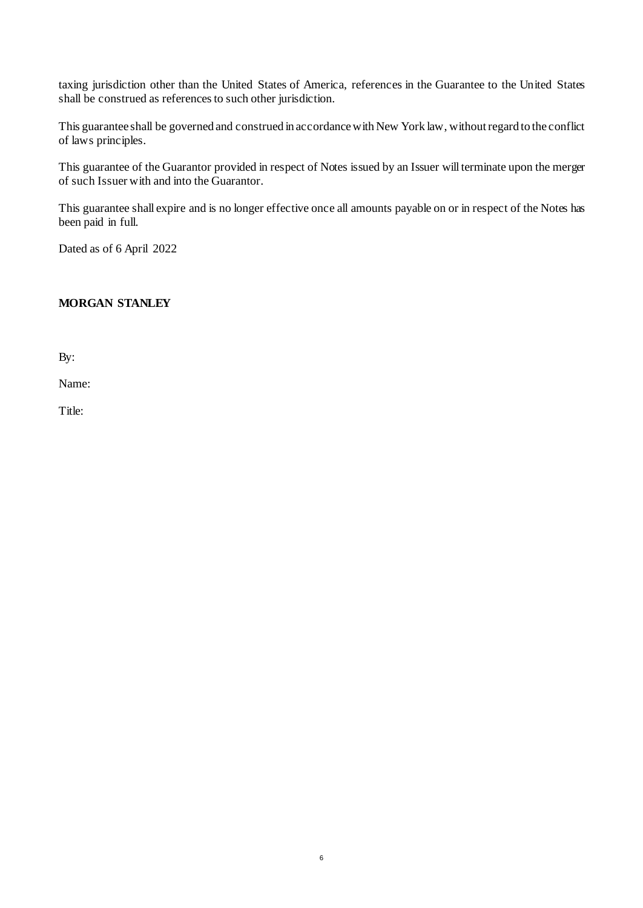taxing jurisdiction other than the United States of America, references in the Guarantee to the United States shall be construed as references to such other jurisdiction.

This guarantee shall be governed and construed in accordance with New York law, without regard to the conflict of laws principles.

This guarantee of the Guarantor provided in respect of Notes issued by an Issuer will terminate upon the merger of such Issuer with and into the Guarantor.

This guarantee shall expire and is no longer effective once all amounts payable on or in respect of the Notes has been paid in full.

Dated as of 6 April 2022

**MORGAN STANLEY**

By:

Name:

Title: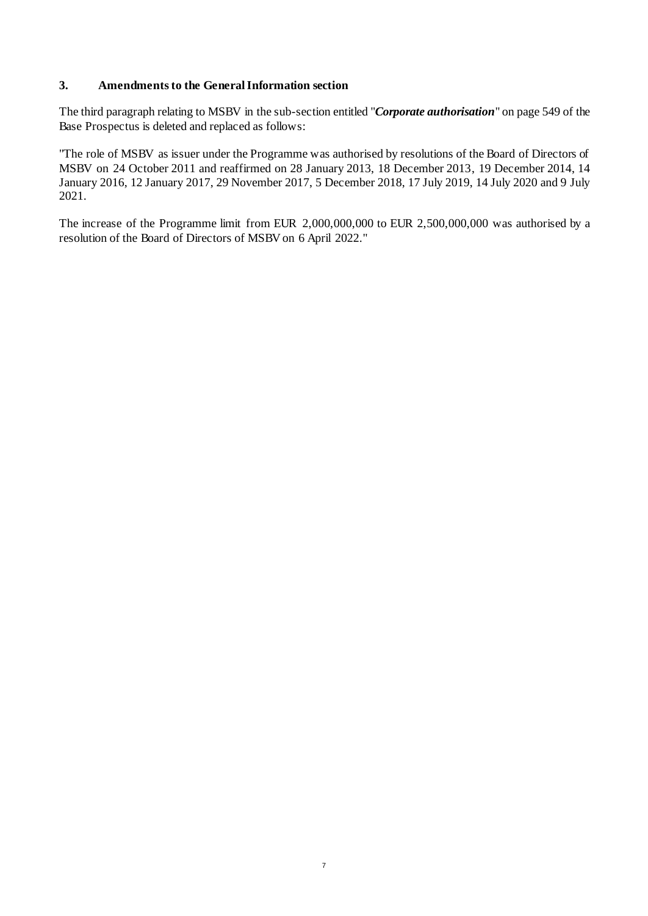## 3. Amendments to the General Information section

The third paragraph relating to MSBV in the sub-section entitled "***Corporate authorisation***" on page 549 of the Base Prospectus is deleted and replaced as follows:

"The role of MSBV as issuer under the Programme was authorised by resolutions of the Board of Directors of MSBV on 24 October 2011 and reaffirmed on 28 January 2013, 18 December 2013, 19 December 2014, 14 January 2016, 12 January 2017, 29 November 2017, 5 December 2018, 17 July 2019, 14 July 2020 and 9 July 2021.

The increase of the Programme limit from EUR 2,000,000,000 to EUR 2,500,000,000 was authorised by a resolution of the Board of Directors of MSBV on 6 April 2022."